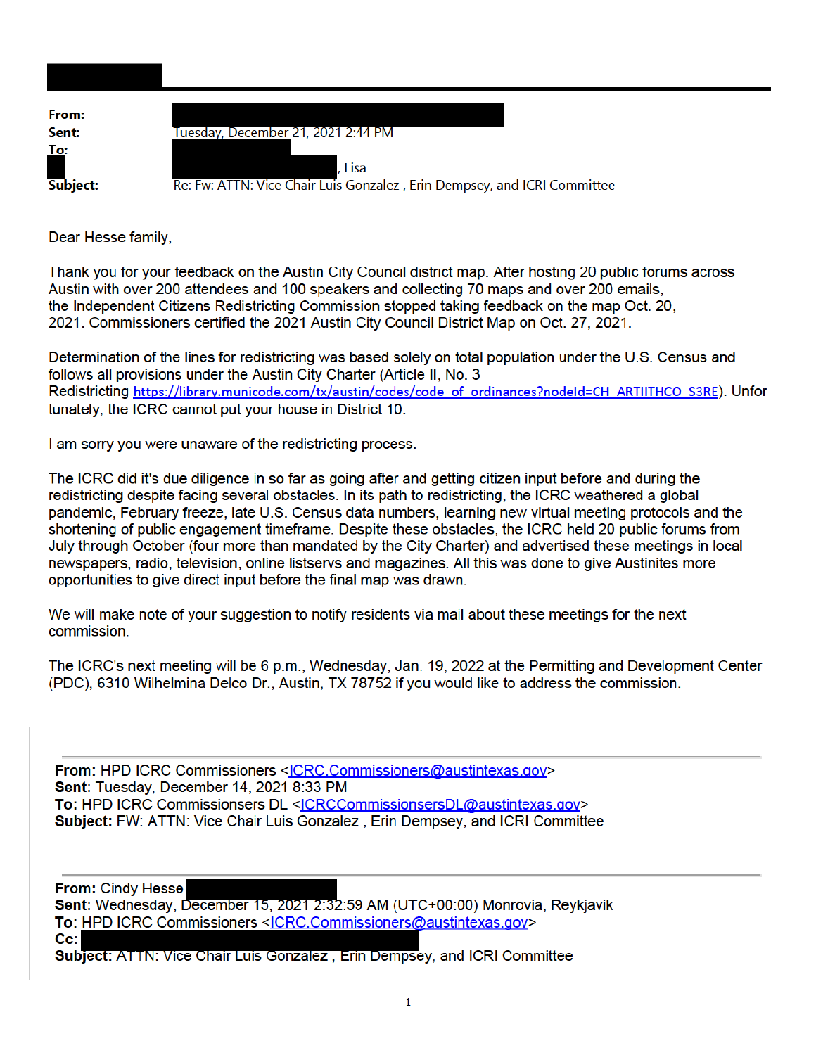**From:**
**Sent:** Tuesday, December 21, 2021 2:44 PM
**To:** , Lisa
**Subject:** Re: Fw: ATTN: Vice Chair Luis Gonzalez , Erin Dempsey, and ICRI Committee

Dear Hesse family,

Thank you for your feedback on the Austin City Council district map. After hosting 20 public forums across Austin with over 200 attendees and 100 speakers and collecting 70 maps and over 200 emails, the Independent Citizens Redistricting Commission stopped taking feedback on the map Oct. 20, 2021. Commissioners certified the 2021 Austin City Council District Map on Oct. 27, 2021.

Determination of the lines for redistricting was based solely on total population under the U.S. Census and follows all provisions under the Austin City Charter (Article II, No. 3 Redistricting https://library.municode.com/tx/austin/codes/code_of_ordinances?nodeId=CH_ARTIITHCO_S3RE). Unfortunately, the ICRC cannot put your house in District 10.

I am sorry you were unaware of the redistricting process.

The ICRC did it's due diligence in so far as going after and getting citizen input before and during the redistricting despite facing several obstacles. In its path to redistricting, the ICRC weathered a global pandemic, February freeze, late U.S. Census data numbers, learning new virtual meeting protocols and the shortening of public engagement timeframe. Despite these obstacles, the ICRC held 20 public forums from July through October (four more than mandated by the City Charter) and advertised these meetings in local newspapers, radio, television, online listservs and magazines. All this was done to give Austinites more opportunities to give direct input before the final map was drawn.

We will make note of your suggestion to notify residents via mail about these meetings for the next commission.

The ICRC's next meeting will be 6 p.m., Wednesday, Jan. 19, 2022 at the Permitting and Development Center (PDC), 6310 Wilhelmina Delco Dr., Austin, TX 78752 if you would like to address the commission.

---

**From:** HPD ICRC Commissioners <ICRC.Commissioners@austintexas.gov>
**Sent:** Tuesday, December 14, 2021 8:33 PM
**To:** HPD ICRC Commissioners DL <ICRCCommissionersDL@austintexas.gov>
**Subject:** FW: ATTN: Vice Chair Luis Gonzalez , Erin Dempsey, and ICRI Committee

---

**From:** Cindy Hesse
**Sent:** Wednesday, December 15, 2021 2:32:59 AM (UTC+00:00) Monrovia, Reykjavik
**To:** HPD ICRC Commissioners <ICRC.Commissioners@austintexas.gov>
**Cc:**
**Subject:** ATTN: Vice Chair Luis Gonzalez , Erin Dempsey, and ICRI Committee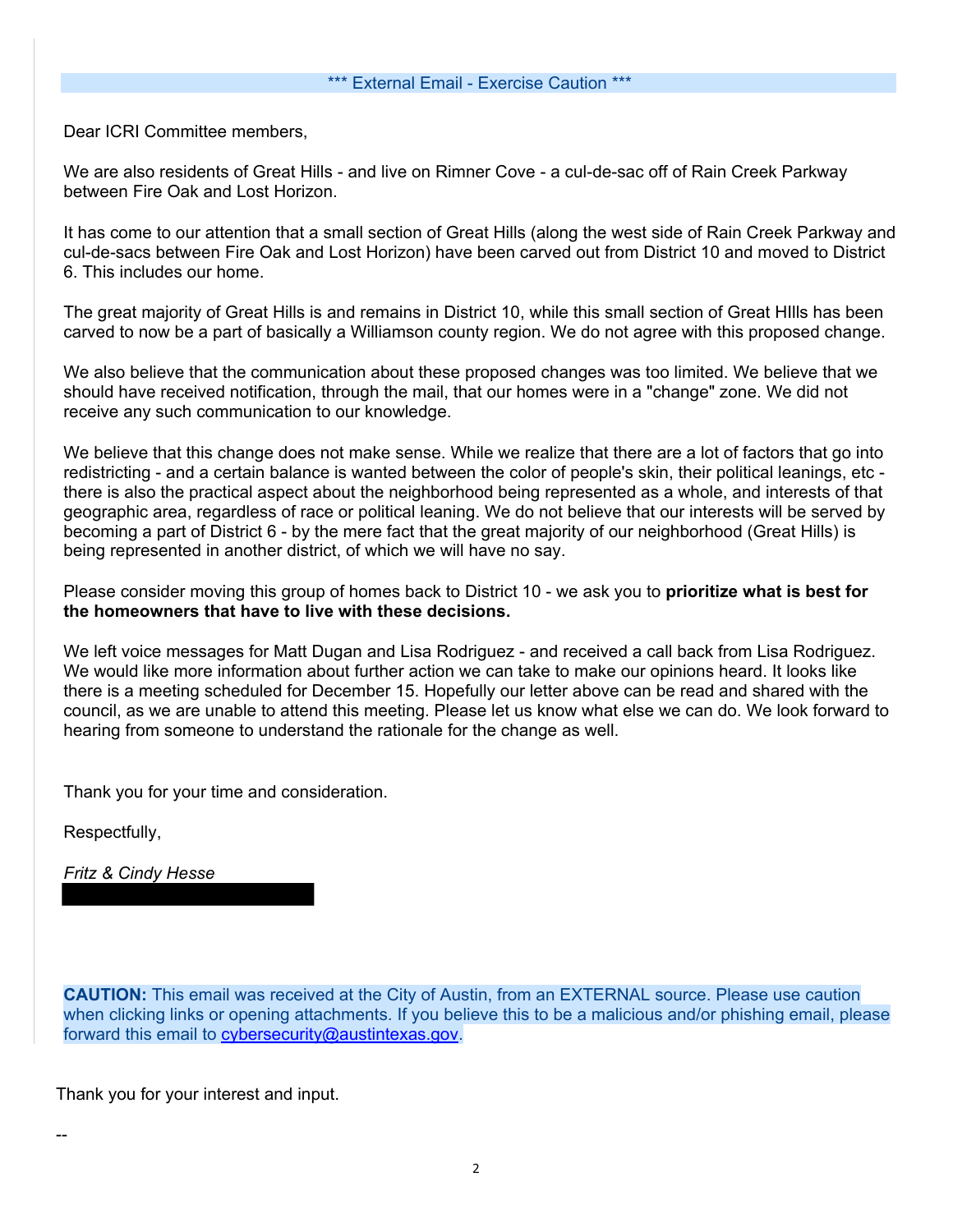*** External Email - Exercise Caution ***

Dear ICRI Committee members,

We are also residents of Great Hills - and live on Rimner Cove - a cul-de-sac off of Rain Creek Parkway between Fire Oak and Lost Horizon.

It has come to our attention that a small section of Great Hills (along the west side of Rain Creek Parkway and cul-de-sacs between Fire Oak and Lost Horizon) have been carved out from District 10 and moved to District 6. This includes our home.

The great majority of Great Hills is and remains in District 10, while this small section of Great HIlls has been carved to now be a part of basically a Williamson county region. We do not agree with this proposed change.

We also believe that the communication about these proposed changes was too limited. We believe that we should have received notification, through the mail, that our homes were in a "change" zone. We did not receive any such communication to our knowledge.

We believe that this change does not make sense. While we realize that there are a lot of factors that go into redistricting - and a certain balance is wanted between the color of people's skin, their political leanings, etc - there is also the practical aspect about the neighborhood being represented as a whole, and interests of that geographic area, regardless of race or political leaning. We do not believe that our interests will be served by becoming a part of District 6 - by the mere fact that the great majority of our neighborhood (Great Hills) is being represented in another district, of which we will have no say.

Please consider moving this group of homes back to District 10 - we ask you to **prioritize what is best for the homeowners that have to live with these decisions.**

We left voice messages for Matt Dugan and Lisa Rodriguez - and received a call back from Lisa Rodriguez. We would like more information about further action we can take to make our opinions heard. It looks like there is a meeting scheduled for December 15. Hopefully our letter above can be read and shared with the council, as we are unable to attend this meeting. Please let us know what else we can do. We look forward to hearing from someone to understand the rationale for the change as well.

Thank you for your time and consideration.

Respectfully,

*Fritz & Cindy Hesse*

**CAUTION:** This email was received at the City of Austin, from an EXTERNAL source. Please use caution when clicking links or opening attachments. If you believe this to be a malicious and/or phishing email, please forward this email to cybersecurity@austintexas.gov.

Thank you for your interest and input.

--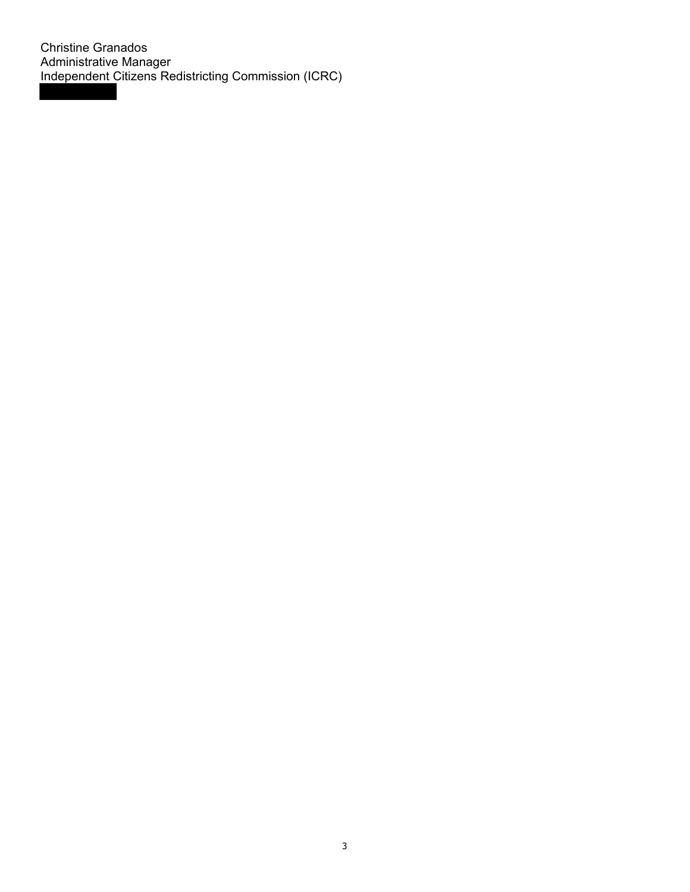Christine Granados
Administrative Manager
Independent Citizens Redistricting Commission (ICRC)